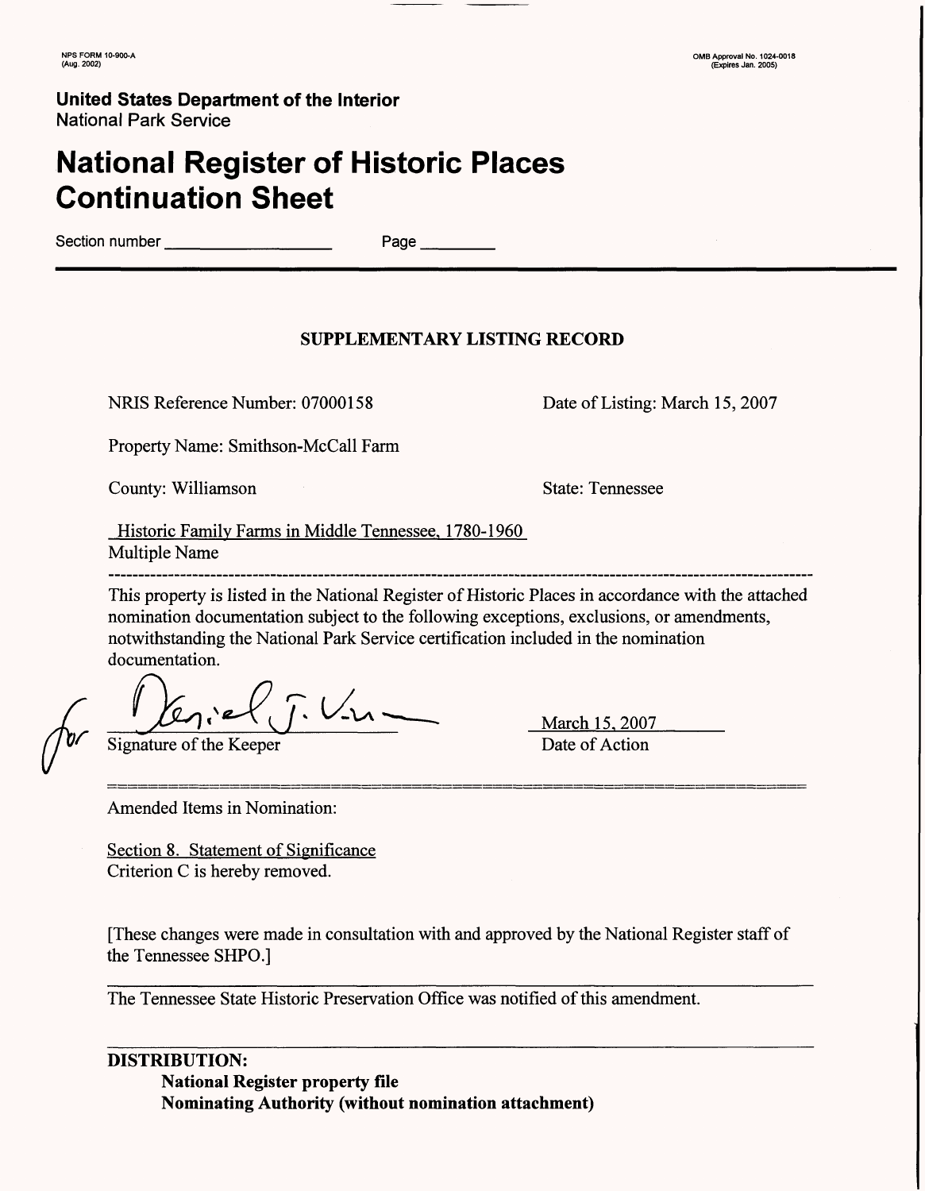NPS FORM 10-900-A
(Aug. 2002)

OMB Approval No. 1024-0018
(Expires Jan. 2005)

**United States Department of the Interior**
National Park Service

# National Register of Historic Places Continuation Sheet

Section number ____________ Page ________

## SUPPLEMENTARY LISTING RECORD

NRIS Reference Number: 07000158 Date of Listing: March 15, 2007

Property Name: Smithson-McCall Farm

County: Williamson State: Tennessee

Historic Family Farms in Middle Tennessee, 1780-1960
Multiple Name

---

This property is listed in the National Register of Historic Places in accordance with the attached nomination documentation subject to the following exceptions, exclusions, or amendments, notwithstanding the National Park Service certification included in the nomination documentation.

for Daniel J. Vivian
Signature of the Keeper

March 15, 2007
Date of Action

---

Amended Items in Nomination:

Section 8. Statement of Significance
Criterion C is hereby removed.

[These changes were made in consultation with and approved by the National Register staff of the Tennessee SHPO.]

The Tennessee State Historic Preservation Office was notified of this amendment.

**DISTRIBUTION:**
**National Register property file**
**Nominating Authority (without nomination attachment)**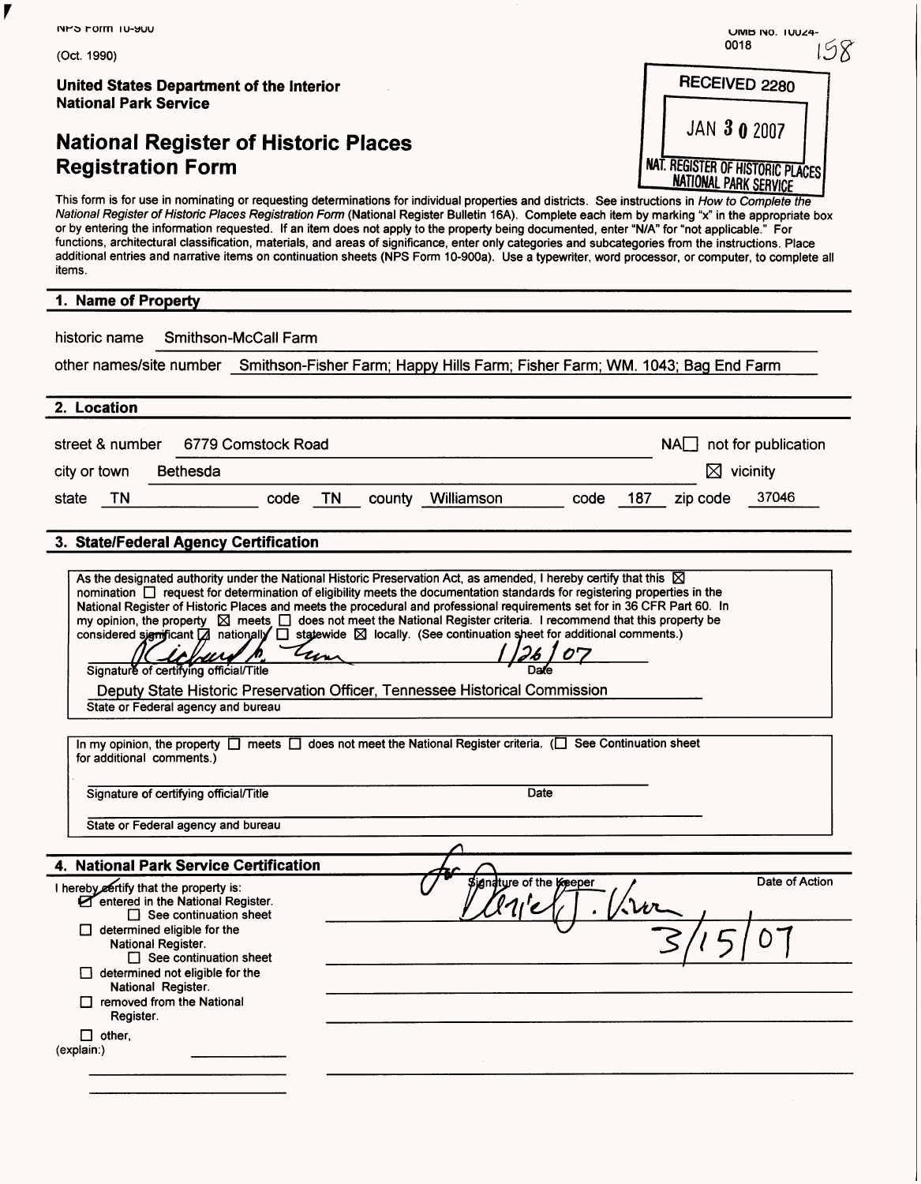NPS Form 10-900

(Oct. 1990)

OMB No. 10024-0018

158

**United States Department of the Interior**
**National Park Service**

# National Register of Historic Places Registration Form

RECEIVED 2280

JAN 30 2007

NAT. REGISTER OF HISTORIC PLACES
NATIONAL PARK SERVICE

This form is for use in nominating or requesting determinations for individual properties and districts. See instructions in *How to Complete the National Register of Historic Places Registration Form* (National Register Bulletin 16A). Complete each item by marking "x" in the appropriate box or by entering the information requested. If an item does not apply to the property being documented, enter "N/A" for "not applicable." For functions, architectural classification, materials, and areas of significance, enter only categories and subcategories from the instructions. Place additional entries and narrative items on continuation sheets (NPS Form 10-900a). Use a typewriter, word processor, or computer, to complete all items.

## 1. Name of Property

historic name Smithson-McCall Farm

other names/site number Smithson-Fisher Farm; Happy Hills Farm; Fisher Farm; WM. 1043; Bag End Farm

## 2. Location

street & number 6779 Comstock Road NA☐ not for publication

city or town Bethesda ☒ vicinity

state TN code TN county Williamson code 187 zip code 37046

## 3. State/Federal Agency Certification

As the designated authority under the National Historic Preservation Act, as amended, I hereby certify that this ☒ nomination ☐ request for determination of eligibility meets the documentation standards for registering properties in the National Register of Historic Places and meets the procedural and professional requirements set for in 36 CFR Part 60. In my opinion, the property ☒ meets ☐ does not meet the National Register criteria. I recommend that this property be considered significant ☐ nationally ☐ statewide ☒ locally. (See continuation sheet for additional comments.)

Signature of certifying official/Title — Richard G. Tune Date 1/26/07

Deputy State Historic Preservation Officer, Tennessee Historical Commission
State or Federal agency and bureau

In my opinion, the property ☐ meets ☐ does not meet the National Register criteria. (☐ See Continuation sheet for additional comments.)

Signature of certifying official/Title Date

State or Federal agency and bureau

## 4. National Park Service Certification

I hereby certify that the property is:

☒ entered in the National Register.
☐ See continuation sheet

☐ determined eligible for the National Register.
☐ See continuation sheet

☐ determined not eligible for the National Register.

☐ removed from the National Register.

☐ other, (explain:)

Signature of the Keeper — for Daniel J. Vivian

Date of Action — 3/15/07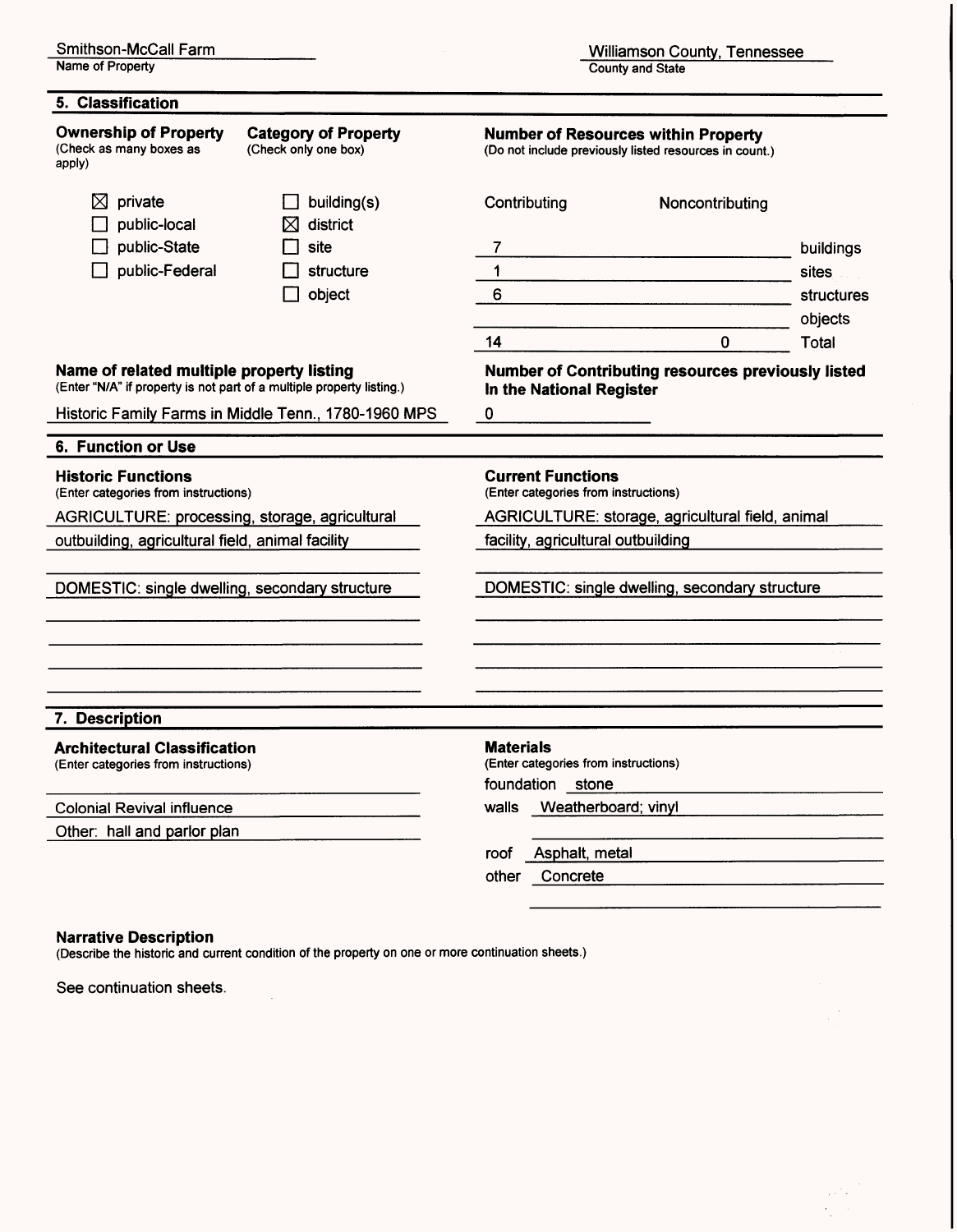Smithson-McCall Farm
Name of Property

Williamson County, Tennessee
County and State

## 5. Classification

**Ownership of Property**
(Check as many boxes as apply)

- ☒ private
- ☐ public-local
- ☐ public-State
- ☐ public-Federal

**Category of Property**
(Check only one box)

- ☐ building(s)
- ☒ district
- ☐ site
- ☐ structure
- ☐ object

**Number of Resources within Property**
(Do not include previously listed resources in count.)

| Contributing | Noncontributing | |
|---|---|---|
| 7 | | buildings |
| 1 | | sites |
| 6 | | structures |
| | | objects |
| 14 | 0 | Total |

**Name of related multiple property listing**
(Enter "N/A" if property is not part of a multiple property listing.)

Historic Family Farms in Middle Tenn., 1780-1960 MPS

**Number of Contributing resources previously listed In the National Register**

0

## 6. Function or Use

**Historic Functions**
(Enter categories from instructions)

AGRICULTURE: processing, storage, agricultural outbuilding, agricultural field, animal facility

DOMESTIC: single dwelling, secondary structure

**Current Functions**
(Enter categories from instructions)

AGRICULTURE: storage, agricultural field, animal facility, agricultural outbuilding

DOMESTIC: single dwelling, secondary structure

## 7. Description

**Architectural Classification**
(Enter categories from instructions)

Colonial Revival influence

Other: hall and parlor plan

**Materials**
(Enter categories from instructions)

foundation stone

walls Weatherboard; vinyl

roof Asphalt, metal

other Concrete

**Narrative Description**
(Describe the historic and current condition of the property on one or more continuation sheets.)

See continuation sheets.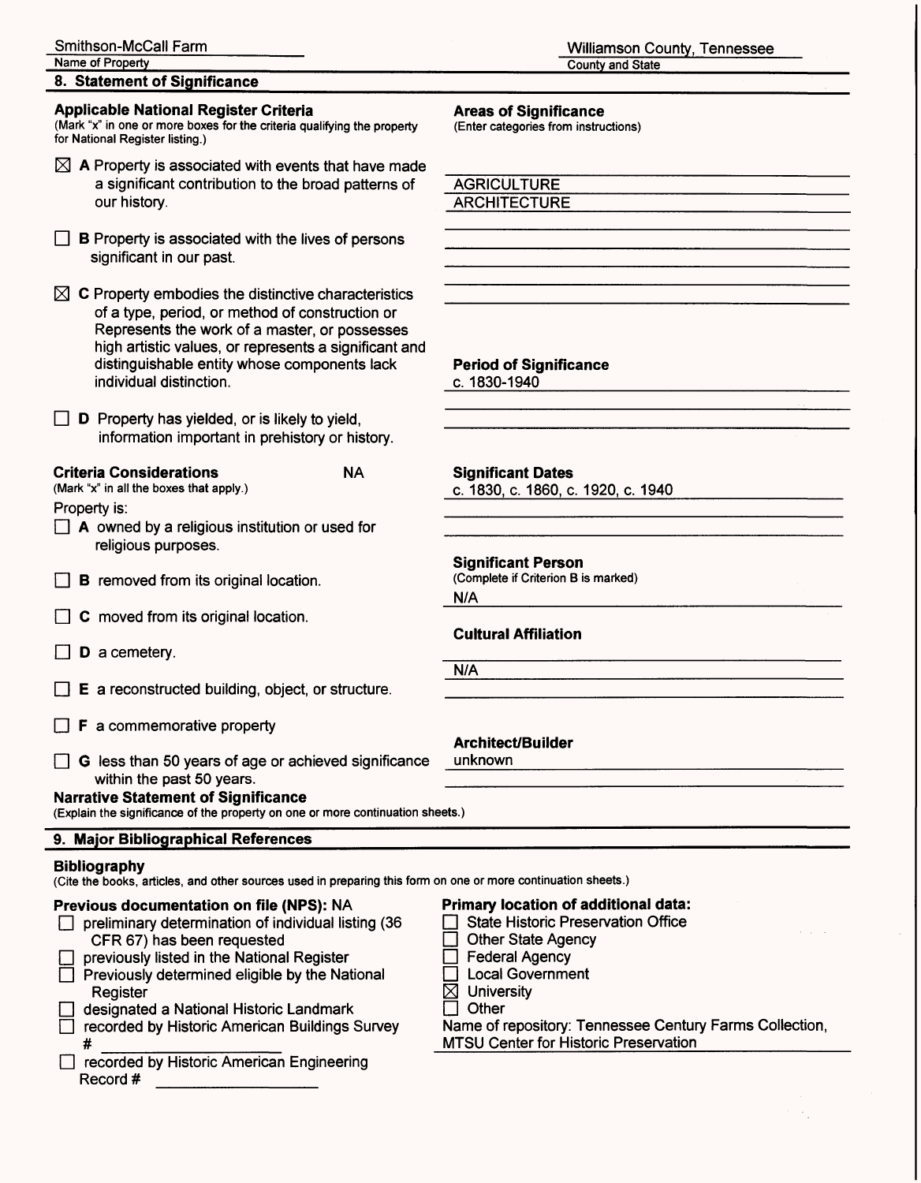Smithson-McCall Farm
Name of Property

Williamson County, Tennessee
County and State

## 8. Statement of Significance

**Applicable National Register Criteria**
(Mark "x" in one or more boxes for the criteria qualifying the property for National Register listing.)

☒ **A** Property is associated with events that have made a significant contribution to the broad patterns of our history.

☐ **B** Property is associated with the lives of persons significant in our past.

☒ **C** Property embodies the distinctive characteristics of a type, period, or method of construction or Represents the work of a master, or possesses high artistic values, or represents a significant and distinguishable entity whose components lack individual distinction.

☐ **D** Property has yielded, or is likely to yield, information important in prehistory or history.

**Criteria Considerations** NA
(Mark "x" in all the boxes that apply.)

Property is:

☐ **A** owned by a religious institution or used for religious purposes.

☐ **B** removed from its original location.

☐ **C** moved from its original location.

☐ **D** a cemetery.

☐ **E** a reconstructed building, object, or structure.

☐ **F** a commemorative property

☐ **G** less than 50 years of age or achieved significance within the past 50 years.

**Areas of Significance**
(Enter categories from instructions)

AGRICULTURE
ARCHITECTURE

**Period of Significance**
c. 1830-1940

**Significant Dates**
c. 1830, c. 1860, c. 1920, c. 1940

**Significant Person**
(Complete if Criterion B is marked)
N/A

**Cultural Affiliation**
N/A

**Architect/Builder**
unknown

**Narrative Statement of Significance**
(Explain the significance of the property on one or more continuation sheets.)

## 9. Major Bibliographical References

**Bibliography**
(Cite the books, articles, and other sources used in preparing this form on one or more continuation sheets.)

**Previous documentation on file (NPS):** NA

☐ preliminary determination of individual listing (36 CFR 67) has been requested
☐ previously listed in the National Register
☐ Previously determined eligible by the National Register
☐ designated a National Historic Landmark
☐ recorded by Historic American Buildings Survey # \_\_\_\_\_\_\_\_\_\_
☐ recorded by Historic American Engineering Record # \_\_\_\_\_\_\_\_\_\_

**Primary location of additional data:**

☐ State Historic Preservation Office
☐ Other State Agency
☐ Federal Agency
☐ Local Government
☒ University
☐ Other

Name of repository: Tennessee Century Farms Collection, MTSU Center for Historic Preservation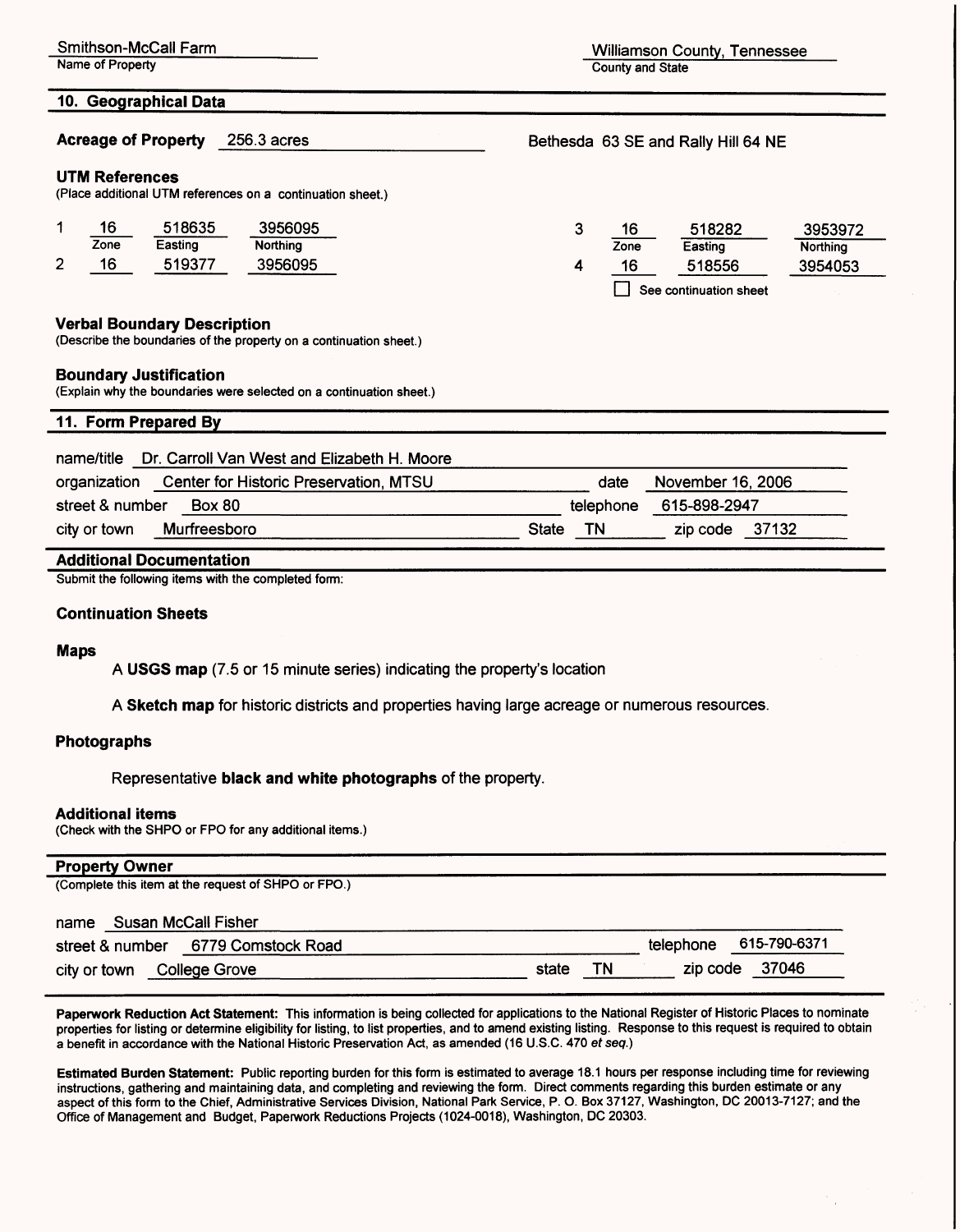Smithson-McCall Farm
Name of Property

Williamson County, Tennessee
County and State

## 10. Geographical Data

**Acreage of Property** 256.3 acres

Bethesda 63 SE and Rally Hill 64 NE

**UTM References**
(Place additional UTM references on a continuation sheet.)

| | Zone | Easting | Northing |
|---|---|---|---|
| 1 | 16 | 518635 | 3956095 |
| 2 | 16 | 519377 | 3956095 |
| 3 | 16 | 518282 | 3953972 |
| 4 | 16 | 518556 | 3954053 |

☐ See continuation sheet

**Verbal Boundary Description**
(Describe the boundaries of the property on a continuation sheet.)

**Boundary Justification**
(Explain why the boundaries were selected on a continuation sheet.)

## 11. Form Prepared By

name/title Dr. Carroll Van West and Elizabeth H. Moore
organization Center for Historic Preservation, MTSU — date November 16, 2006
street & number Box 80 — telephone 615-898-2947
city or town Murfreesboro — State TN — zip code 37132

## Additional Documentation

Submit the following items with the completed form:

**Continuation Sheets**

**Maps**

A **USGS map** (7.5 or 15 minute series) indicating the property's location

A **Sketch map** for historic districts and properties having large acreage or numerous resources.

**Photographs**

Representative **black and white photographs** of the property.

**Additional items**
(Check with the SHPO or FPO for any additional items.)

## Property Owner

(Complete this item at the request of SHPO or FPO.)

name Susan McCall Fisher
street & number 6779 Comstock Road — telephone 615-790-6371
city or town College Grove — state TN — zip code 37046

**Paperwork Reduction Act Statement:** This information is being collected for applications to the National Register of Historic Places to nominate properties for listing or determine eligibility for listing, to list properties, and to amend existing listing. Response to this request is required to obtain a benefit in accordance with the National Historic Preservation Act, as amended (16 U.S.C. 470 *et seq.*)

**Estimated Burden Statement:** Public reporting burden for this form is estimated to average 18.1 hours per response including time for reviewing instructions, gathering and maintaining data, and completing and reviewing the form. Direct comments regarding this burden estimate or any aspect of this form to the Chief, Administrative Services Division, National Park Service, P. O. Box 37127, Washington, DC 20013-7127; and the Office of Management and Budget, Paperwork Reductions Projects (1024-0018), Washington, DC 20303.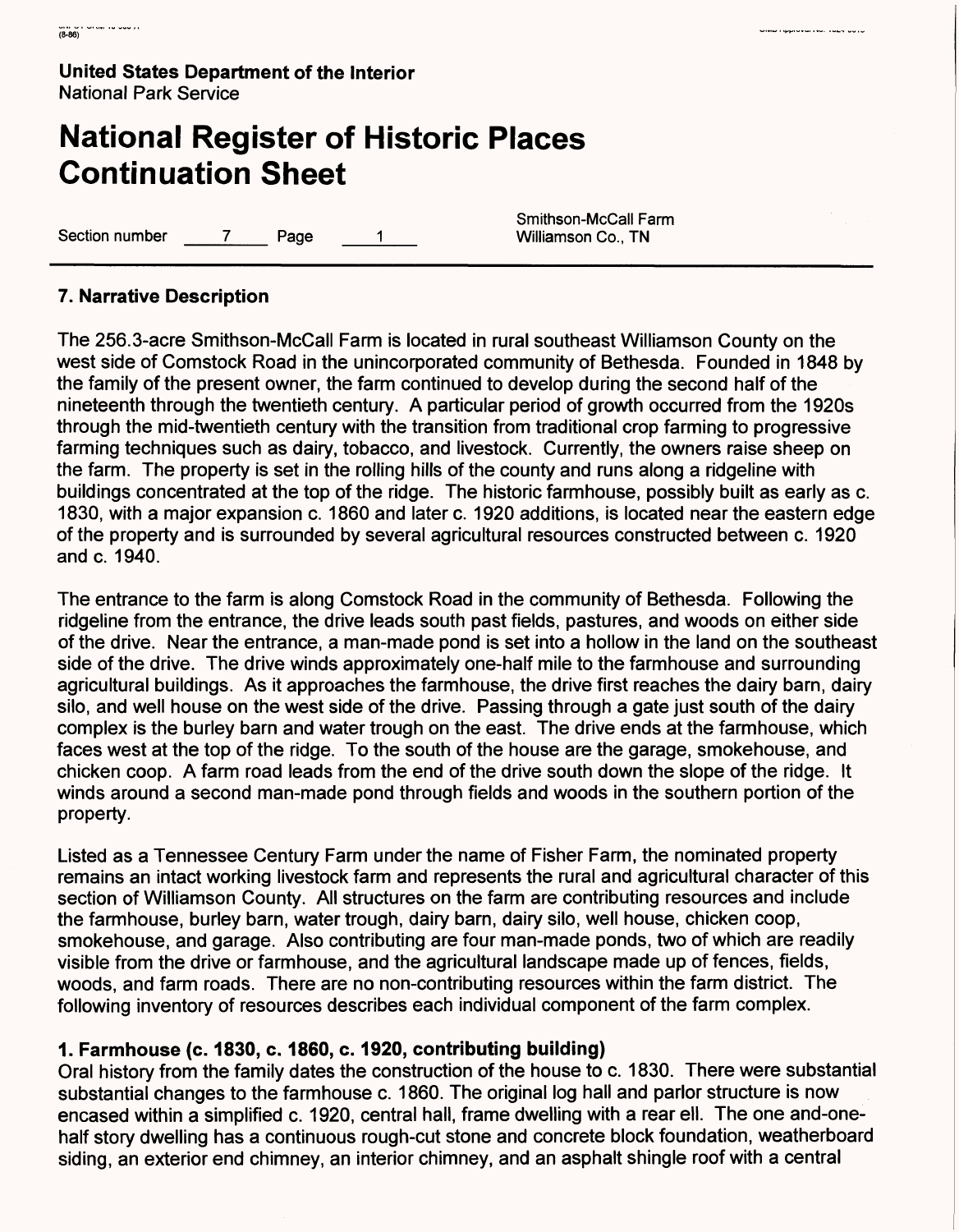United States Department of the Interior
National Park Service

# National Register of Historic Places Continuation Sheet

Section number 7 Page 1

Smithson-McCall Farm
Williamson Co., TN

## 7. Narrative Description

The 256.3-acre Smithson-McCall Farm is located in rural southeast Williamson County on the west side of Comstock Road in the unincorporated community of Bethesda. Founded in 1848 by the family of the present owner, the farm continued to develop during the second half of the nineteenth through the twentieth century. A particular period of growth occurred from the 1920s through the mid-twentieth century with the transition from traditional crop farming to progressive farming techniques such as dairy, tobacco, and livestock. Currently, the owners raise sheep on the farm. The property is set in the rolling hills of the county and runs along a ridgeline with buildings concentrated at the top of the ridge. The historic farmhouse, possibly built as early as c. 1830, with a major expansion c. 1860 and later c. 1920 additions, is located near the eastern edge of the property and is surrounded by several agricultural resources constructed between c. 1920 and c. 1940.

The entrance to the farm is along Comstock Road in the community of Bethesda. Following the ridgeline from the entrance, the drive leads south past fields, pastures, and woods on either side of the drive. Near the entrance, a man-made pond is set into a hollow in the land on the southeast side of the drive. The drive winds approximately one-half mile to the farmhouse and surrounding agricultural buildings. As it approaches the farmhouse, the drive first reaches the dairy barn, dairy silo, and well house on the west side of the drive. Passing through a gate just south of the dairy complex is the burley barn and water trough on the east. The drive ends at the farmhouse, which faces west at the top of the ridge. To the south of the house are the garage, smokehouse, and chicken coop. A farm road leads from the end of the drive south down the slope of the ridge. It winds around a second man-made pond through fields and woods in the southern portion of the property.

Listed as a Tennessee Century Farm under the name of Fisher Farm, the nominated property remains an intact working livestock farm and represents the rural and agricultural character of this section of Williamson County. All structures on the farm are contributing resources and include the farmhouse, burley barn, water trough, dairy barn, dairy silo, well house, chicken coop, smokehouse, and garage. Also contributing are four man-made ponds, two of which are readily visible from the drive or farmhouse, and the agricultural landscape made up of fences, fields, woods, and farm roads. There are no non-contributing resources within the farm district. The following inventory of resources describes each individual component of the farm complex.

### 1. Farmhouse (c. 1830, c. 1860, c. 1920, contributing building)

Oral history from the family dates the construction of the house to c. 1830. There were substantial substantial changes to the farmhouse c. 1860. The original log hall and parlor structure is now encased within a simplified c. 1920, central hall, frame dwelling with a rear ell. The one and-one-half story dwelling has a continuous rough-cut stone and concrete block foundation, weatherboard siding, an exterior end chimney, an interior chimney, and an asphalt shingle roof with a central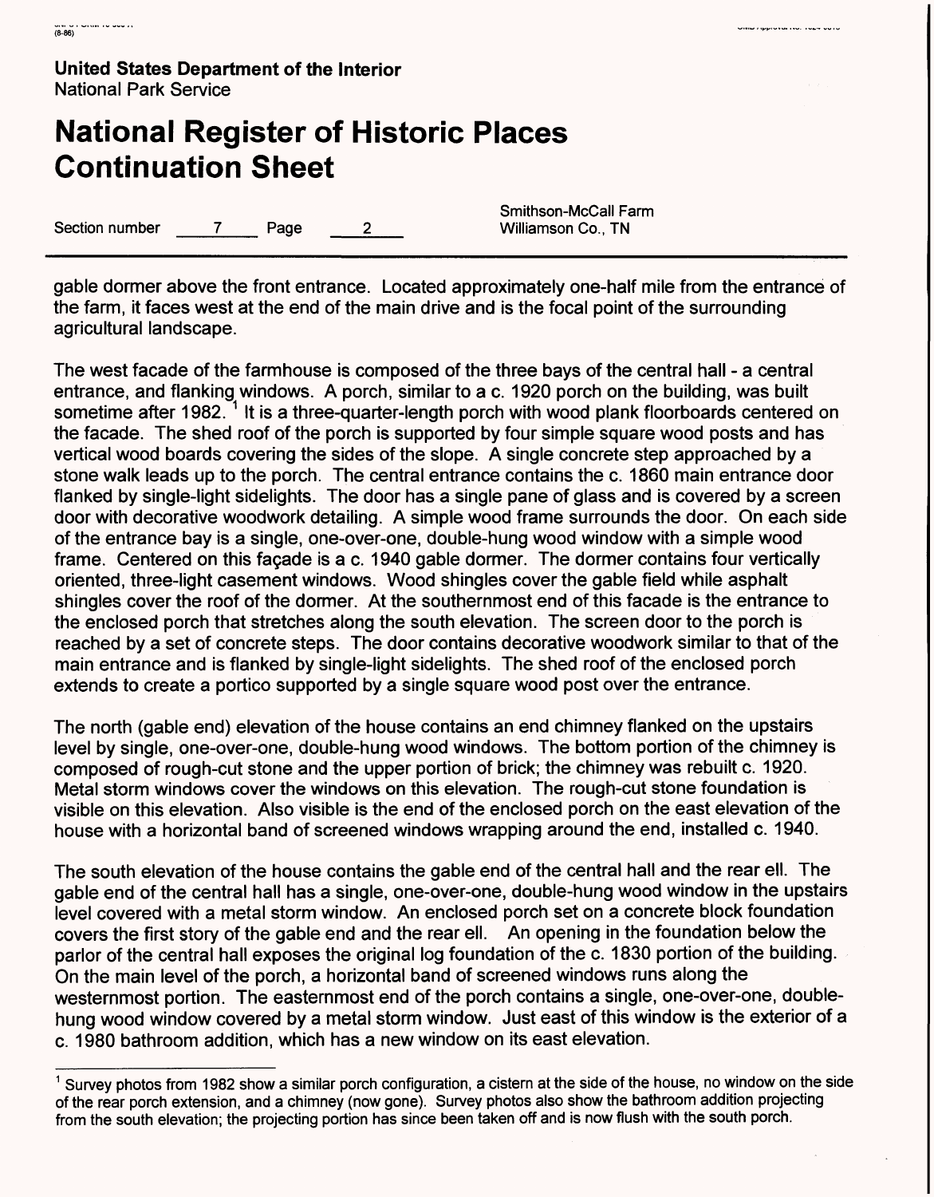gable dormer above the front entrance. Located approximately one-half mile from the entrance of the farm, it faces west at the end of the main drive and is the focal point of the surrounding agricultural landscape.

The west facade of the farmhouse is composed of the three bays of the central hall - a central entrance, and flanking windows. A porch, similar to a c. 1920 porch on the building, was built sometime after 1982.[1] It is a three-quarter-length porch with wood plank floorboards centered on the facade. The shed roof of the porch is supported by four simple square wood posts and has vertical wood boards covering the sides of the slope. A single concrete step approached by a stone walk leads up to the porch. The central entrance contains the c. 1860 main entrance door flanked by single-light sidelights. The door has a single pane of glass and is covered by a screen door with decorative woodwork detailing. A simple wood frame surrounds the door. On each side of the entrance bay is a single, one-over-one, double-hung wood window with a simple wood frame. Centered on this façade is a c. 1940 gable dormer. The dormer contains four vertically oriented, three-light casement windows. Wood shingles cover the gable field while asphalt shingles cover the roof of the dormer. At the southernmost end of this facade is the entrance to the enclosed porch that stretches along the south elevation. The screen door to the porch is reached by a set of concrete steps. The door contains decorative woodwork similar to that of the main entrance and is flanked by single-light sidelights. The shed roof of the enclosed porch extends to create a portico supported by a single square wood post over the entrance.

The north (gable end) elevation of the house contains an end chimney flanked on the upstairs level by single, one-over-one, double-hung wood windows. The bottom portion of the chimney is composed of rough-cut stone and the upper portion of brick; the chimney was rebuilt c. 1920. Metal storm windows cover the windows on this elevation. The rough-cut stone foundation is visible on this elevation. Also visible is the end of the enclosed porch on the east elevation of the house with a horizontal band of screened windows wrapping around the end, installed c. 1940.

The south elevation of the house contains the gable end of the central hall and the rear ell. The gable end of the central hall has a single, one-over-one, double-hung wood window in the upstairs level covered with a metal storm window. An enclosed porch set on a concrete block foundation covers the first story of the gable end and the rear ell. An opening in the foundation below the parlor of the central hall exposes the original log foundation of the c. 1830 portion of the building. On the main level of the porch, a horizontal band of screened windows runs along the westernmost portion. The easternmost end of the porch contains a single, one-over-one, double-hung wood window covered by a metal storm window. Just east of this window is the exterior of a c. 1980 bathroom addition, which has a new window on its east elevation.

---

[1] Survey photos from 1982 show a similar porch configuration, a cistern at the side of the house, no window on the side of the rear porch extension, and a chimney (now gone). Survey photos also show the bathroom addition projecting from the south elevation; the projecting portion has since been taken off and is now flush with the south porch.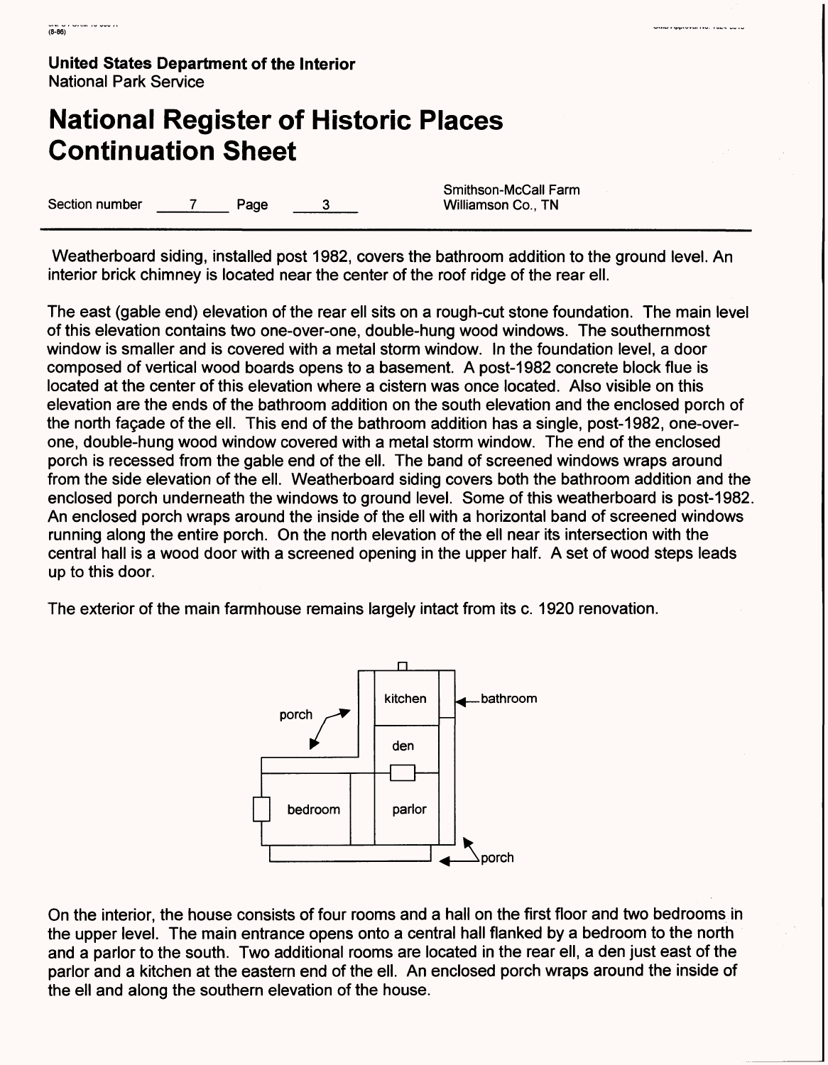**United States Department of the Interior**
National Park Service

# National Register of Historic Places Continuation Sheet

Section number 7 Page 3

Smithson-McCall Farm
Williamson Co., TN

Weatherboard siding, installed post 1982, covers the bathroom addition to the ground level. An interior brick chimney is located near the center of the roof ridge of the rear ell.

The east (gable end) elevation of the rear ell sits on a rough-cut stone foundation. The main level of this elevation contains two one-over-one, double-hung wood windows. The southernmost window is smaller and is covered with a metal storm window. In the foundation level, a door composed of vertical wood boards opens to a basement. A post-1982 concrete block flue is located at the center of this elevation where a cistern was once located. Also visible on this elevation are the ends of the bathroom addition on the south elevation and the enclosed porch of the north façade of the ell. This end of the bathroom addition has a single, post-1982, one-over-one, double-hung wood window covered with a metal storm window. The end of the enclosed porch is recessed from the gable end of the ell. The band of screened windows wraps around from the side elevation of the ell. Weatherboard siding covers both the bathroom addition and the enclosed porch underneath the windows to ground level. Some of this weatherboard is post-1982. An enclosed porch wraps around the inside of the ell with a horizontal band of screened windows running along the entire porch. On the north elevation of the ell near its intersection with the central hall is a wood door with a screened opening in the upper half. A set of wood steps leads up to this door.

The exterior of the main farmhouse remains largely intact from its c. 1920 renovation.

On the interior, the house consists of four rooms and a hall on the first floor and two bedrooms in the upper level. The main entrance opens onto a central hall flanked by a bedroom to the north and a parlor to the south. Two additional rooms are located in the rear ell, a den just east of the parlor and a kitchen at the eastern end of the ell. An enclosed porch wraps around the inside of the ell and along the southern elevation of the house.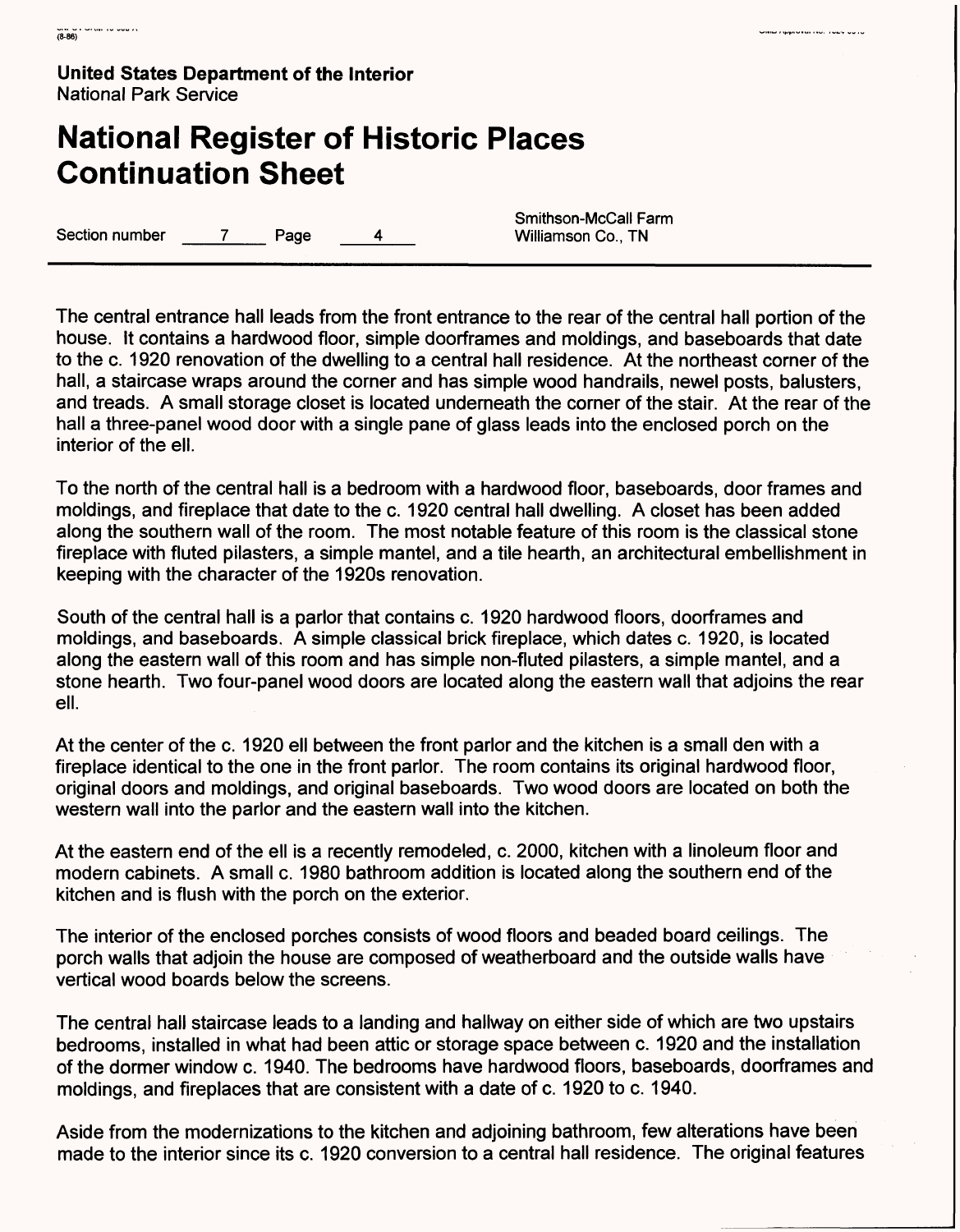The central entrance hall leads from the front entrance to the rear of the central hall portion of the house. It contains a hardwood floor, simple doorframes and moldings, and baseboards that date to the c. 1920 renovation of the dwelling to a central hall residence. At the northeast corner of the hall, a staircase wraps around the corner and has simple wood handrails, newel posts, balusters, and treads. A small storage closet is located underneath the corner of the stair. At the rear of the hall a three-panel wood door with a single pane of glass leads into the enclosed porch on the interior of the ell.

To the north of the central hall is a bedroom with a hardwood floor, baseboards, door frames and moldings, and fireplace that date to the c. 1920 central hall dwelling. A closet has been added along the southern wall of the room. The most notable feature of this room is the classical stone fireplace with fluted pilasters, a simple mantel, and a tile hearth, an architectural embellishment in keeping with the character of the 1920s renovation.

South of the central hall is a parlor that contains c. 1920 hardwood floors, doorframes and moldings, and baseboards. A simple classical brick fireplace, which dates c. 1920, is located along the eastern wall of this room and has simple non-fluted pilasters, a simple mantel, and a stone hearth. Two four-panel wood doors are located along the eastern wall that adjoins the rear ell.

At the center of the c. 1920 ell between the front parlor and the kitchen is a small den with a fireplace identical to the one in the front parlor. The room contains its original hardwood floor, original doors and moldings, and original baseboards. Two wood doors are located on both the western wall into the parlor and the eastern wall into the kitchen.

At the eastern end of the ell is a recently remodeled, c. 2000, kitchen with a linoleum floor and modern cabinets. A small c. 1980 bathroom addition is located along the southern end of the kitchen and is flush with the porch on the exterior.

The interior of the enclosed porches consists of wood floors and beaded board ceilings. The porch walls that adjoin the house are composed of weatherboard and the outside walls have vertical wood boards below the screens.

The central hall staircase leads to a landing and hallway on either side of which are two upstairs bedrooms, installed in what had been attic or storage space between c. 1920 and the installation of the dormer window c. 1940. The bedrooms have hardwood floors, baseboards, doorframes and moldings, and fireplaces that are consistent with a date of c. 1920 to c. 1940.

Aside from the modernizations to the kitchen and adjoining bathroom, few alterations have been made to the interior since its c. 1920 conversion to a central hall residence. The original features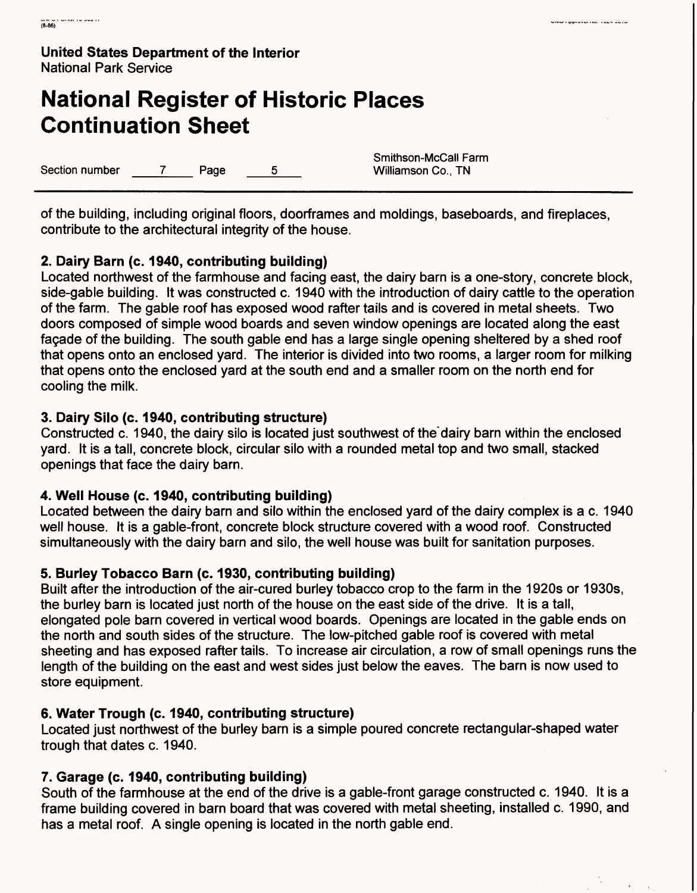**United States Department of the Interior**
National Park Service

# National Register of Historic Places Continuation Sheet

Section number 7 Page 5

Smithson-McCall Farm
Williamson Co., TN

of the building, including original floors, doorframes and moldings, baseboards, and fireplaces, contribute to the architectural integrity of the house.

**2. Dairy Barn (c. 1940, contributing building)**
Located northwest of the farmhouse and facing east, the dairy barn is a one-story, concrete block, side-gable building. It was constructed c. 1940 with the introduction of dairy cattle to the operation of the farm. The gable roof has exposed wood rafter tails and is covered in metal sheets. Two doors composed of simple wood boards and seven window openings are located along the east façade of the building. The south gable end has a large single opening sheltered by a shed roof that opens onto an enclosed yard. The interior is divided into two rooms, a larger room for milking that opens onto the enclosed yard at the south end and a smaller room on the north end for cooling the milk.

**3. Dairy Silo (c. 1940, contributing structure)**
Constructed c. 1940, the dairy silo is located just southwest of the dairy barn within the enclosed yard. It is a tall, concrete block, circular silo with a rounded metal top and two small, stacked openings that face the dairy barn.

**4. Well House (c. 1940, contributing building)**
Located between the dairy barn and silo within the enclosed yard of the dairy complex is a c. 1940 well house. It is a gable-front, concrete block structure covered with a wood roof. Constructed simultaneously with the dairy barn and silo, the well house was built for sanitation purposes.

**5. Burley Tobacco Barn (c. 1930, contributing building)**
Built after the introduction of the air-cured burley tobacco crop to the farm in the 1920s or 1930s, the burley barn is located just north of the house on the east side of the drive. It is a tall, elongated pole barn covered in vertical wood boards. Openings are located in the gable ends on the north and south sides of the structure. The low-pitched gable roof is covered with metal sheeting and has exposed rafter tails. To increase air circulation, a row of small openings runs the length of the building on the east and west sides just below the eaves. The barn is now used to store equipment.

**6. Water Trough (c. 1940, contributing structure)**
Located just northwest of the burley barn is a simple poured concrete rectangular-shaped water trough that dates c. 1940.

**7. Garage (c. 1940, contributing building)**
South of the farmhouse at the end of the drive is a gable-front garage constructed c. 1940. It is a frame building covered in barn board that was covered with metal sheeting, installed c. 1990, and has a metal roof. A single opening is located in the north gable end.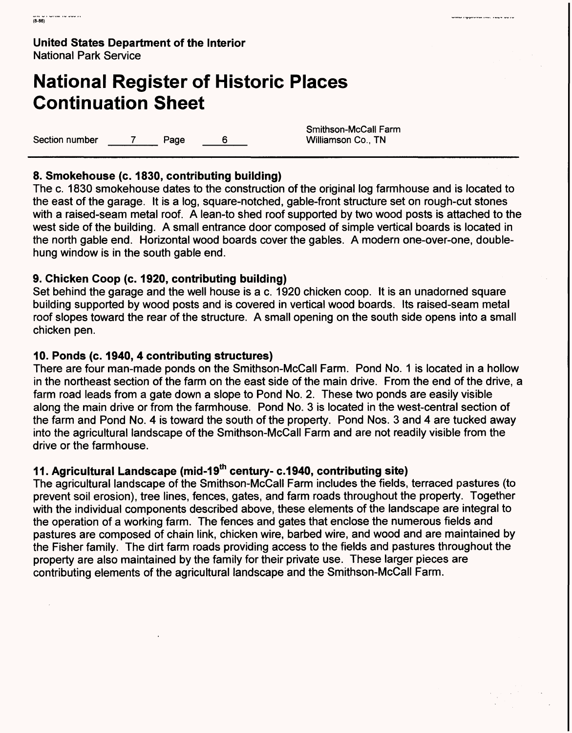United States Department of the Interior
National Park Service

# National Register of Historic Places Continuation Sheet

Section number 7 Page 6

Smithson-McCall Farm
Williamson Co., TN

### 8. Smokehouse (c. 1830, contributing building)

The c. 1830 smokehouse dates to the construction of the original log farmhouse and is located to the east of the garage. It is a log, square-notched, gable-front structure set on rough-cut stones with a raised-seam metal roof. A lean-to shed roof supported by two wood posts is attached to the west side of the building. A small entrance door composed of simple vertical boards is located in the north gable end. Horizontal wood boards cover the gables. A modern one-over-one, double-hung window is in the south gable end.

### 9. Chicken Coop (c. 1920, contributing building)

Set behind the garage and the well house is a c. 1920 chicken coop. It is an unadorned square building supported by wood posts and is covered in vertical wood boards. Its raised-seam metal roof slopes toward the rear of the structure. A small opening on the south side opens into a small chicken pen.

### 10. Ponds (c. 1940, 4 contributing structures)

There are four man-made ponds on the Smithson-McCall Farm. Pond No. 1 is located in a hollow in the northeast section of the farm on the east side of the main drive. From the end of the drive, a farm road leads from a gate down a slope to Pond No. 2. These two ponds are easily visible along the main drive or from the farmhouse. Pond No. 3 is located in the west-central section of the farm and Pond No. 4 is toward the south of the property. Pond Nos. 3 and 4 are tucked away into the agricultural landscape of the Smithson-McCall Farm and are not readily visible from the drive or the farmhouse.

### 11. Agricultural Landscape (mid-19th century- c.1940, contributing site)

The agricultural landscape of the Smithson-McCall Farm includes the fields, terraced pastures (to prevent soil erosion), tree lines, fences, gates, and farm roads throughout the property. Together with the individual components described above, these elements of the landscape are integral to the operation of a working farm. The fences and gates that enclose the numerous fields and pastures are composed of chain link, chicken wire, barbed wire, and wood and are maintained by the Fisher family. The dirt farm roads providing access to the fields and pastures throughout the property are also maintained by the family for their private use. These larger pieces are contributing elements of the agricultural landscape and the Smithson-McCall Farm.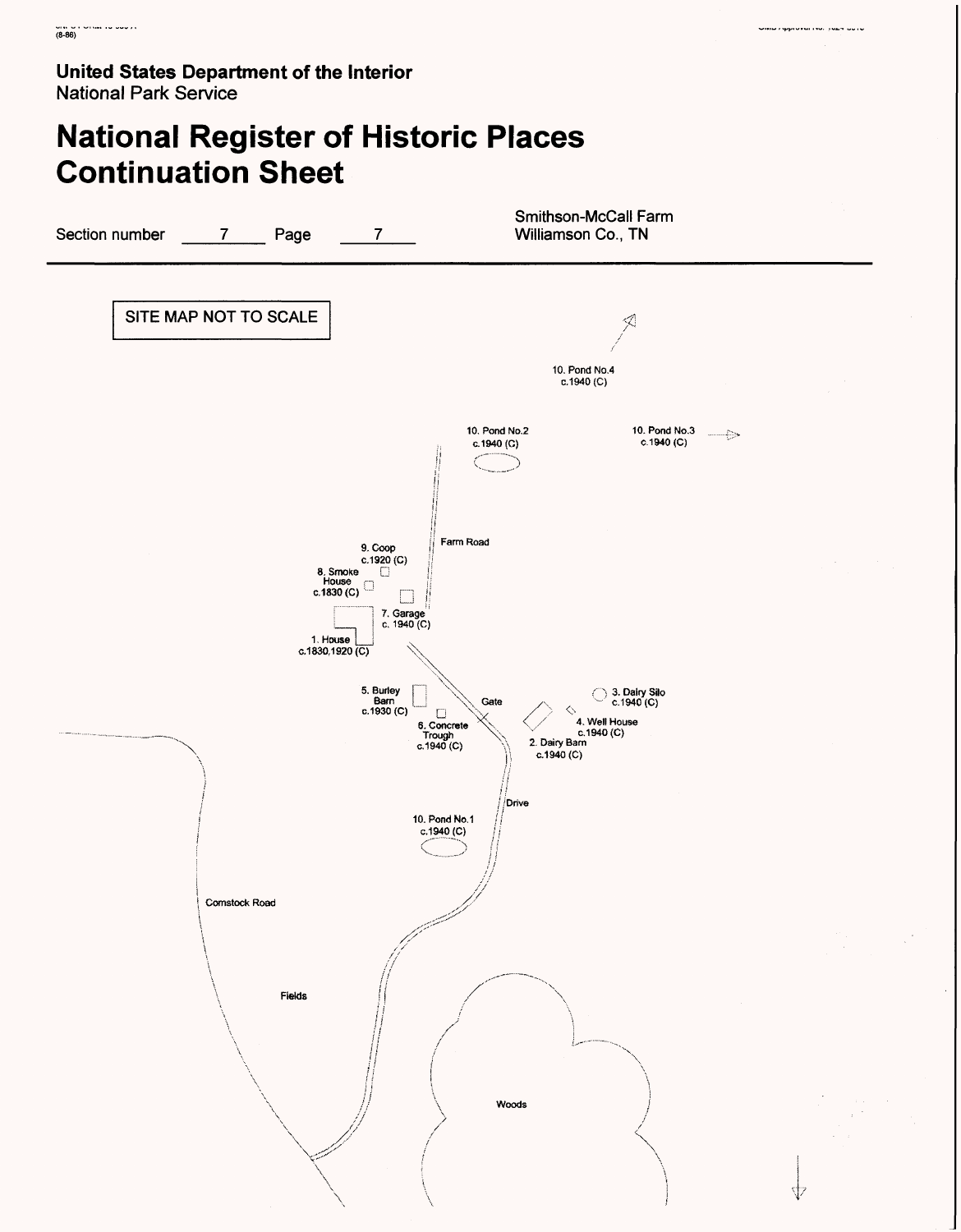United States Department of the Interior
National Park Service

# National Register of Historic Places Continuation Sheet

Section number 7 Page 7

Smithson-McCall Farm
Williamson Co., TN

SITE MAP NOT TO SCALE

10. Pond No.4
c.1940 (C)

10. Pond No.2
c.1940 (C)

10. Pond No.3
c.1940 (C)

Farm Road

9. Coop
c.1920 (C)

8. Smoke House
c.1830 (C)

7. Garage
c. 1940 (C)

1. House
c.1830,1920 (C)

5. Burley Barn
c.1930 (C)

6. Concrete Trough
c.1940 (C)

Gate

3. Dairy Silo
c.1940 (C)

4. Well House
c.1940 (C)

2. Dairy Barn
c.1940 (C)

Drive

10. Pond No.1
c.1940 (C)

Comstock Road

Fields

Woods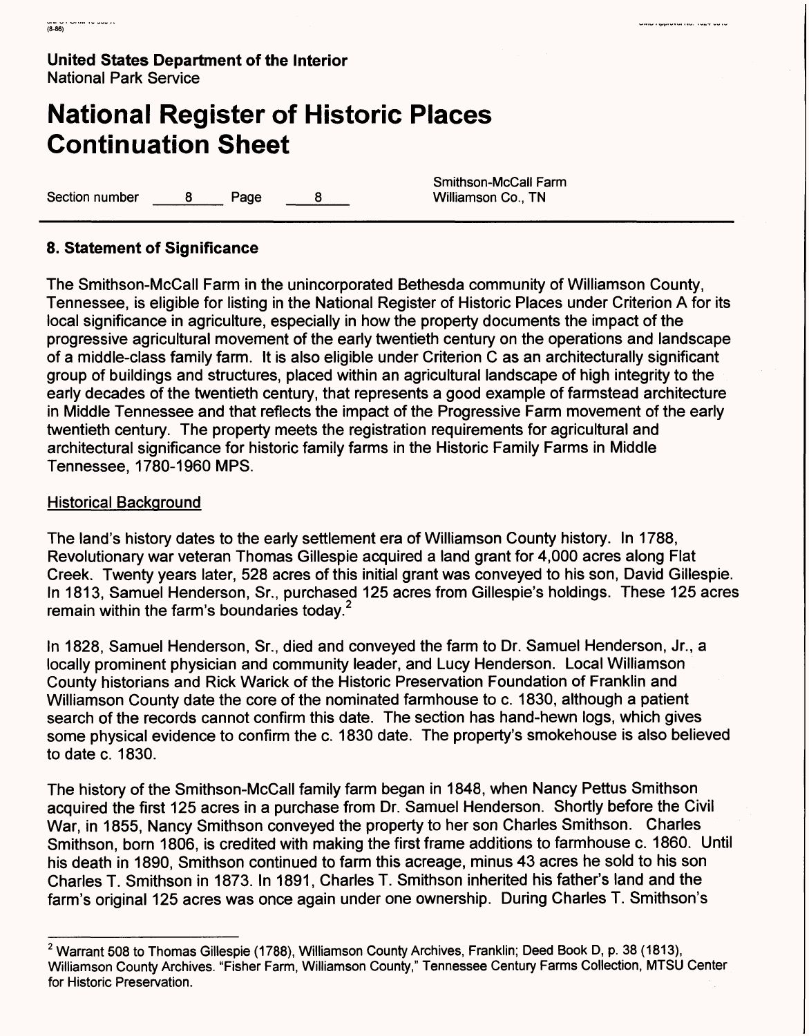United States Department of the Interior
National Park Service

# National Register of Historic Places Continuation Sheet

Section number 8 Page 8

Smithson-McCall Farm
Williamson Co., TN

## 8. Statement of Significance

The Smithson-McCall Farm in the unincorporated Bethesda community of Williamson County, Tennessee, is eligible for listing in the National Register of Historic Places under Criterion A for its local significance in agriculture, especially in how the property documents the impact of the progressive agricultural movement of the early twentieth century on the operations and landscape of a middle-class family farm. It is also eligible under Criterion C as an architecturally significant group of buildings and structures, placed within an agricultural landscape of high integrity to the early decades of the twentieth century, that represents a good example of farmstead architecture in Middle Tennessee and that reflects the impact of the Progressive Farm movement of the early twentieth century. The property meets the registration requirements for agricultural and architectural significance for historic family farms in the Historic Family Farms in Middle Tennessee, 1780-1960 MPS.

Historical Background

The land's history dates to the early settlement era of Williamson County history. In 1788, Revolutionary war veteran Thomas Gillespie acquired a land grant for 4,000 acres along Flat Creek. Twenty years later, 528 acres of this initial grant was conveyed to his son, David Gillespie. In 1813, Samuel Henderson, Sr., purchased 125 acres from Gillespie's holdings. These 125 acres remain within the farm's boundaries today.[2]

In 1828, Samuel Henderson, Sr., died and conveyed the farm to Dr. Samuel Henderson, Jr., a locally prominent physician and community leader, and Lucy Henderson. Local Williamson County historians and Rick Warick of the Historic Preservation Foundation of Franklin and Williamson County date the core of the nominated farmhouse to c. 1830, although a patient search of the records cannot confirm this date. The section has hand-hewn logs, which gives some physical evidence to confirm the c. 1830 date. The property's smokehouse is also believed to date c. 1830.

The history of the Smithson-McCall family farm began in 1848, when Nancy Pettus Smithson acquired the first 125 acres in a purchase from Dr. Samuel Henderson. Shortly before the Civil War, in 1855, Nancy Smithson conveyed the property to her son Charles Smithson. Charles Smithson, born 1806, is credited with making the first frame additions to farmhouse c. 1860. Until his death in 1890, Smithson continued to farm this acreage, minus 43 acres he sold to his son Charles T. Smithson in 1873. In 1891, Charles T. Smithson inherited his father's land and the farm's original 125 acres was once again under one ownership. During Charles T. Smithson's

[2] Warrant 508 to Thomas Gillespie (1788), Williamson County Archives, Franklin; Deed Book D, p. 38 (1813), Williamson County Archives. "Fisher Farm, Williamson County," Tennessee Century Farms Collection, MTSU Center for Historic Preservation.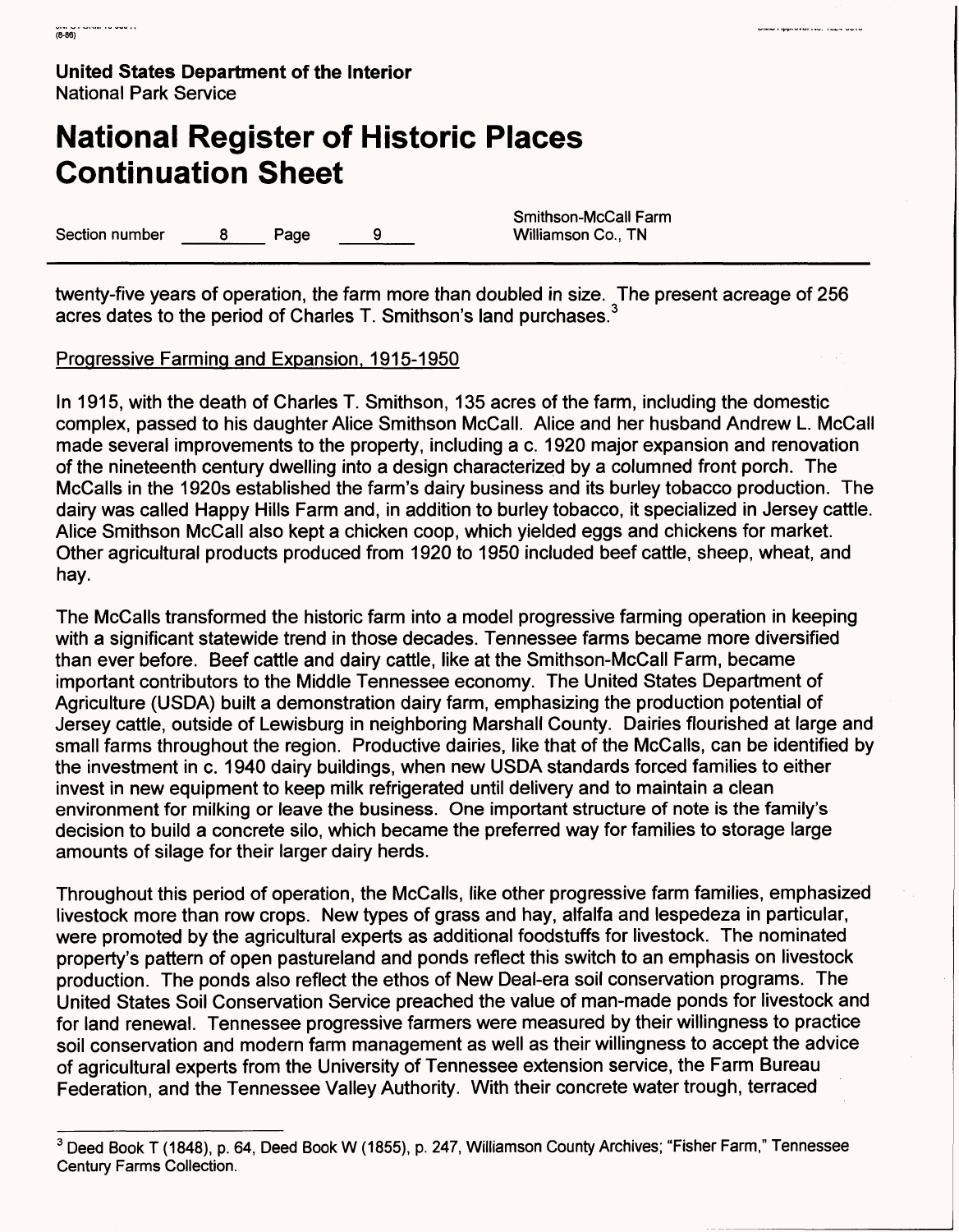twenty-five years of operation, the farm more than doubled in size. The present acreage of 256 acres dates to the period of Charles T. Smithson's land purchases.[3]

Progressive Farming and Expansion, 1915-1950

In 1915, with the death of Charles T. Smithson, 135 acres of the farm, including the domestic complex, passed to his daughter Alice Smithson McCall. Alice and her husband Andrew L. McCall made several improvements to the property, including a c. 1920 major expansion and renovation of the nineteenth century dwelling into a design characterized by a columned front porch. The McCalls in the 1920s established the farm's dairy business and its burley tobacco production. The dairy was called Happy Hills Farm and, in addition to burley tobacco, it specialized in Jersey cattle. Alice Smithson McCall also kept a chicken coop, which yielded eggs and chickens for market. Other agricultural products produced from 1920 to 1950 included beef cattle, sheep, wheat, and hay.

The McCalls transformed the historic farm into a model progressive farming operation in keeping with a significant statewide trend in those decades. Tennessee farms became more diversified than ever before. Beef cattle and dairy cattle, like at the Smithson-McCall Farm, became important contributors to the Middle Tennessee economy. The United States Department of Agriculture (USDA) built a demonstration dairy farm, emphasizing the production potential of Jersey cattle, outside of Lewisburg in neighboring Marshall County. Dairies flourished at large and small farms throughout the region. Productive dairies, like that of the McCalls, can be identified by the investment in c. 1940 dairy buildings, when new USDA standards forced families to either invest in new equipment to keep milk refrigerated until delivery and to maintain a clean environment for milking or leave the business. One important structure of note is the family's decision to build a concrete silo, which became the preferred way for families to storage large amounts of silage for their larger dairy herds.

Throughout this period of operation, the McCalls, like other progressive farm families, emphasized livestock more than row crops. New types of grass and hay, alfalfa and lespedeza in particular, were promoted by the agricultural experts as additional foodstuffs for livestock. The nominated property's pattern of open pastureland and ponds reflect this switch to an emphasis on livestock production. The ponds also reflect the ethos of New Deal-era soil conservation programs. The United States Soil Conservation Service preached the value of man-made ponds for livestock and for land renewal. Tennessee progressive farmers were measured by their willingness to practice soil conservation and modern farm management as well as their willingness to accept the advice of agricultural experts from the University of Tennessee extension service, the Farm Bureau Federation, and the Tennessee Valley Authority. With their concrete water trough, terraced

[3] Deed Book T (1848), p. 64, Deed Book W (1855), p. 247, Williamson County Archives; "Fisher Farm," Tennessee Century Farms Collection.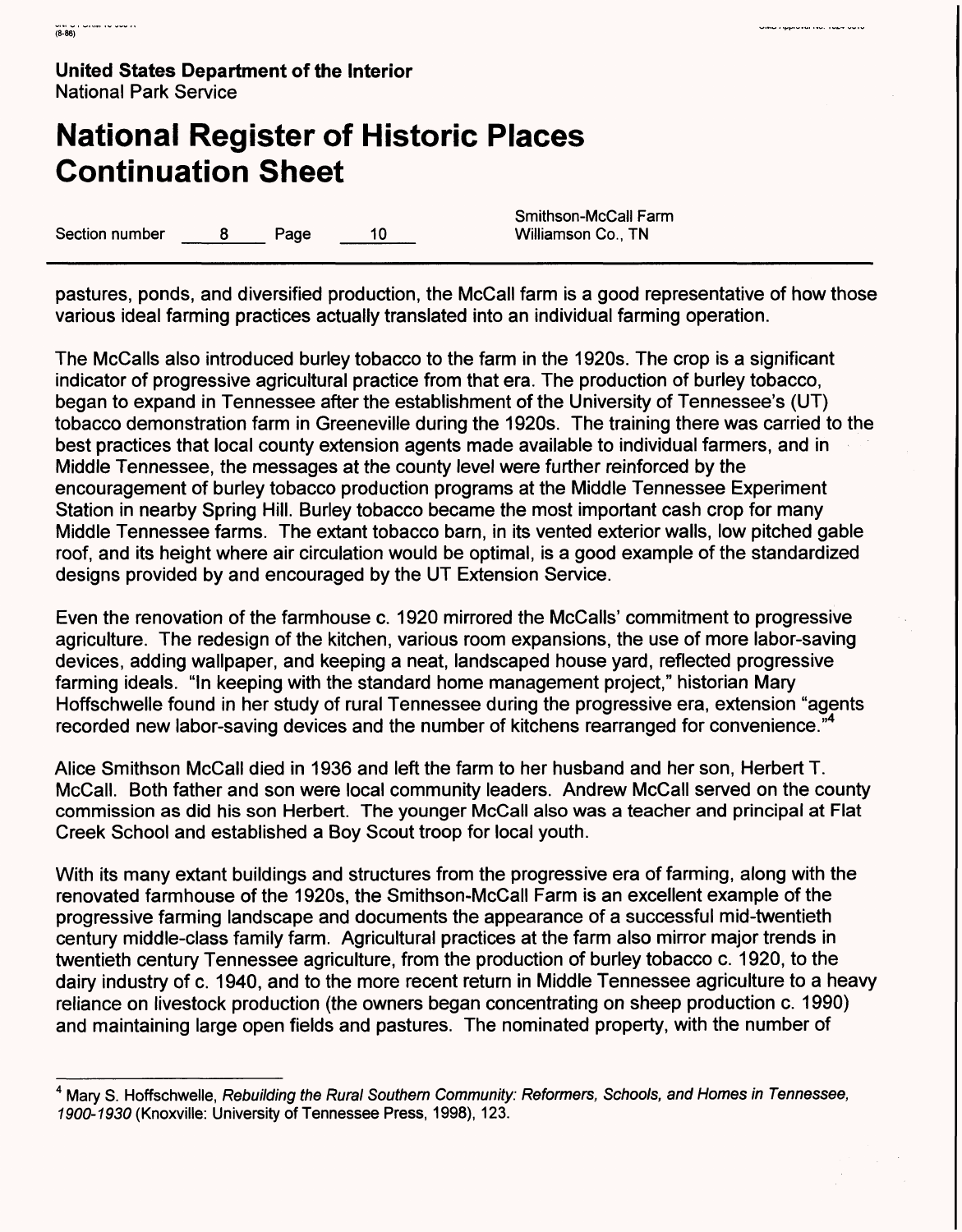pastures, ponds, and diversified production, the McCall farm is a good representative of how those various ideal farming practices actually translated into an individual farming operation.

The McCalls also introduced burley tobacco to the farm in the 1920s. The crop is a significant indicator of progressive agricultural practice from that era. The production of burley tobacco, began to expand in Tennessee after the establishment of the University of Tennessee's (UT) tobacco demonstration farm in Greeneville during the 1920s. The training there was carried to the best practices that local county extension agents made available to individual farmers, and in Middle Tennessee, the messages at the county level were further reinforced by the encouragement of burley tobacco production programs at the Middle Tennessee Experiment Station in nearby Spring Hill. Burley tobacco became the most important cash crop for many Middle Tennessee farms. The extant tobacco barn, in its vented exterior walls, low pitched gable roof, and its height where air circulation would be optimal, is a good example of the standardized designs provided by and encouraged by the UT Extension Service.

Even the renovation of the farmhouse c. 1920 mirrored the McCalls' commitment to progressive agriculture. The redesign of the kitchen, various room expansions, the use of more labor-saving devices, adding wallpaper, and keeping a neat, landscaped house yard, reflected progressive farming ideals. "In keeping with the standard home management project," historian Mary Hoffschwelle found in her study of rural Tennessee during the progressive era, extension "agents recorded new labor-saving devices and the number of kitchens rearranged for convenience."[4]

Alice Smithson McCall died in 1936 and left the farm to her husband and her son, Herbert T. McCall. Both father and son were local community leaders. Andrew McCall served on the county commission as did his son Herbert. The younger McCall also was a teacher and principal at Flat Creek School and established a Boy Scout troop for local youth.

With its many extant buildings and structures from the progressive era of farming, along with the renovated farmhouse of the 1920s, the Smithson-McCall Farm is an excellent example of the progressive farming landscape and documents the appearance of a successful mid-twentieth century middle-class family farm. Agricultural practices at the farm also mirror major trends in twentieth century Tennessee agriculture, from the production of burley tobacco c. 1920, to the dairy industry of c. 1940, and to the more recent return in Middle Tennessee agriculture to a heavy reliance on livestock production (the owners began concentrating on sheep production c. 1990) and maintaining large open fields and pastures. The nominated property, with the number of

---

[4] Mary S. Hoffschwelle, *Rebuilding the Rural Southern Community: Reformers, Schools, and Homes in Tennessee, 1900-1930* (Knoxville: University of Tennessee Press, 1998), 123.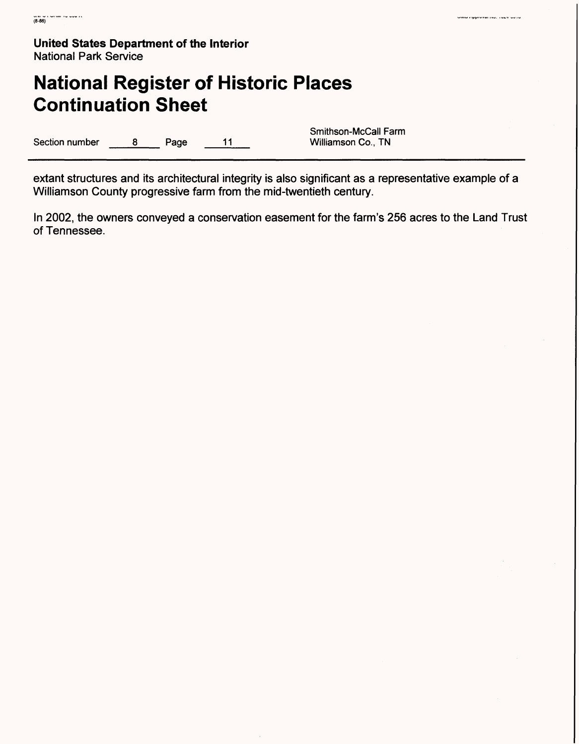extant structures and its architectural integrity is also significant as a representative example of a Williamson County progressive farm from the mid-twentieth century.

In 2002, the owners conveyed a conservation easement for the farm's 256 acres to the Land Trust of Tennessee.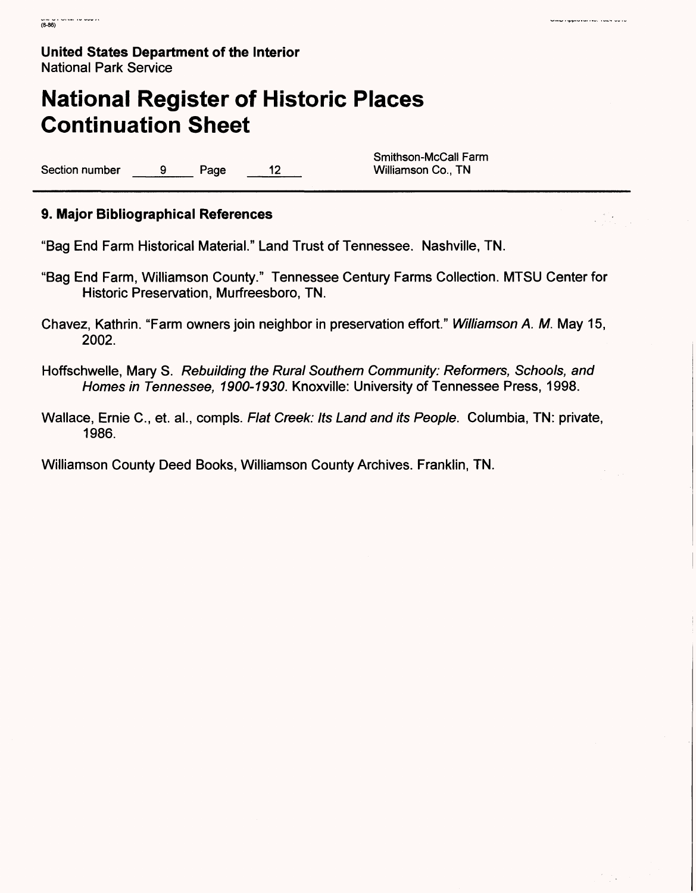**United States Department of the Interior**
National Park Service

# National Register of Historic Places Continuation Sheet

Section number 9 Page 12

Smithson-McCall Farm
Williamson Co., TN

## 9. Major Bibliographical References

"Bag End Farm Historical Material." Land Trust of Tennessee. Nashville, TN.

"Bag End Farm, Williamson County." Tennessee Century Farms Collection. MTSU Center for Historic Preservation, Murfreesboro, TN.

Chavez, Kathrin. "Farm owners join neighbor in preservation effort." *Williamson A. M.* May 15, 2002.

Hoffschwelle, Mary S. *Rebuilding the Rural Southern Community: Reformers, Schools, and Homes in Tennessee, 1900-1930.* Knoxville: University of Tennessee Press, 1998.

Wallace, Ernie C., et. al., compls. *Flat Creek: Its Land and its People.* Columbia, TN: private, 1986.

Williamson County Deed Books, Williamson County Archives. Franklin, TN.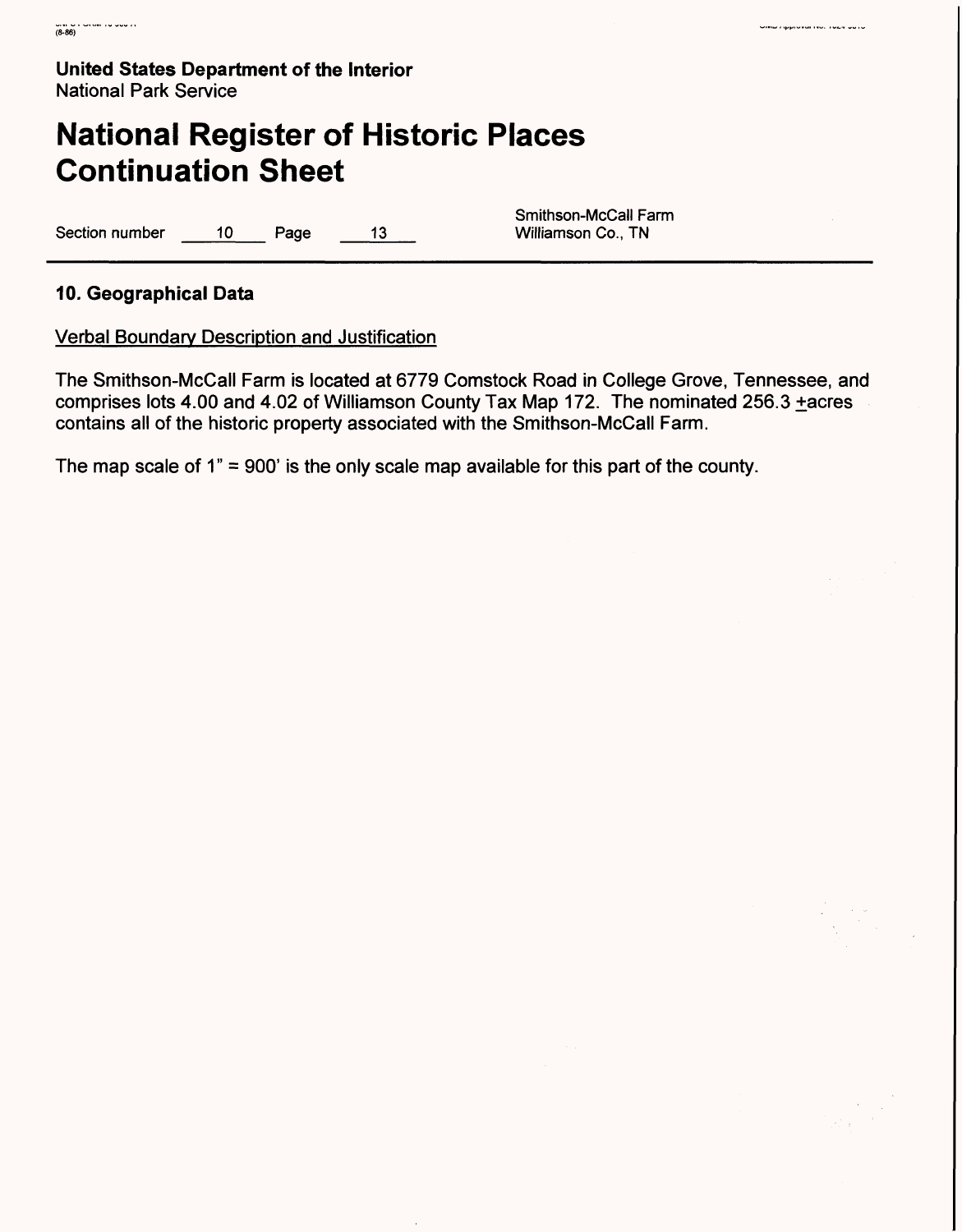United States Department of the Interior
National Park Service

# National Register of Historic Places Continuation Sheet

Section number 10 Page 13

Smithson-McCall Farm
Williamson Co., TN

## 10. Geographical Data

Verbal Boundary Description and Justification

The Smithson-McCall Farm is located at 6779 Comstock Road in College Grove, Tennessee, and comprises lots 4.00 and 4.02 of Williamson County Tax Map 172. The nominated 256.3 ±acres contains all of the historic property associated with the Smithson-McCall Farm.

The map scale of 1" = 900' is the only scale map available for this part of the county.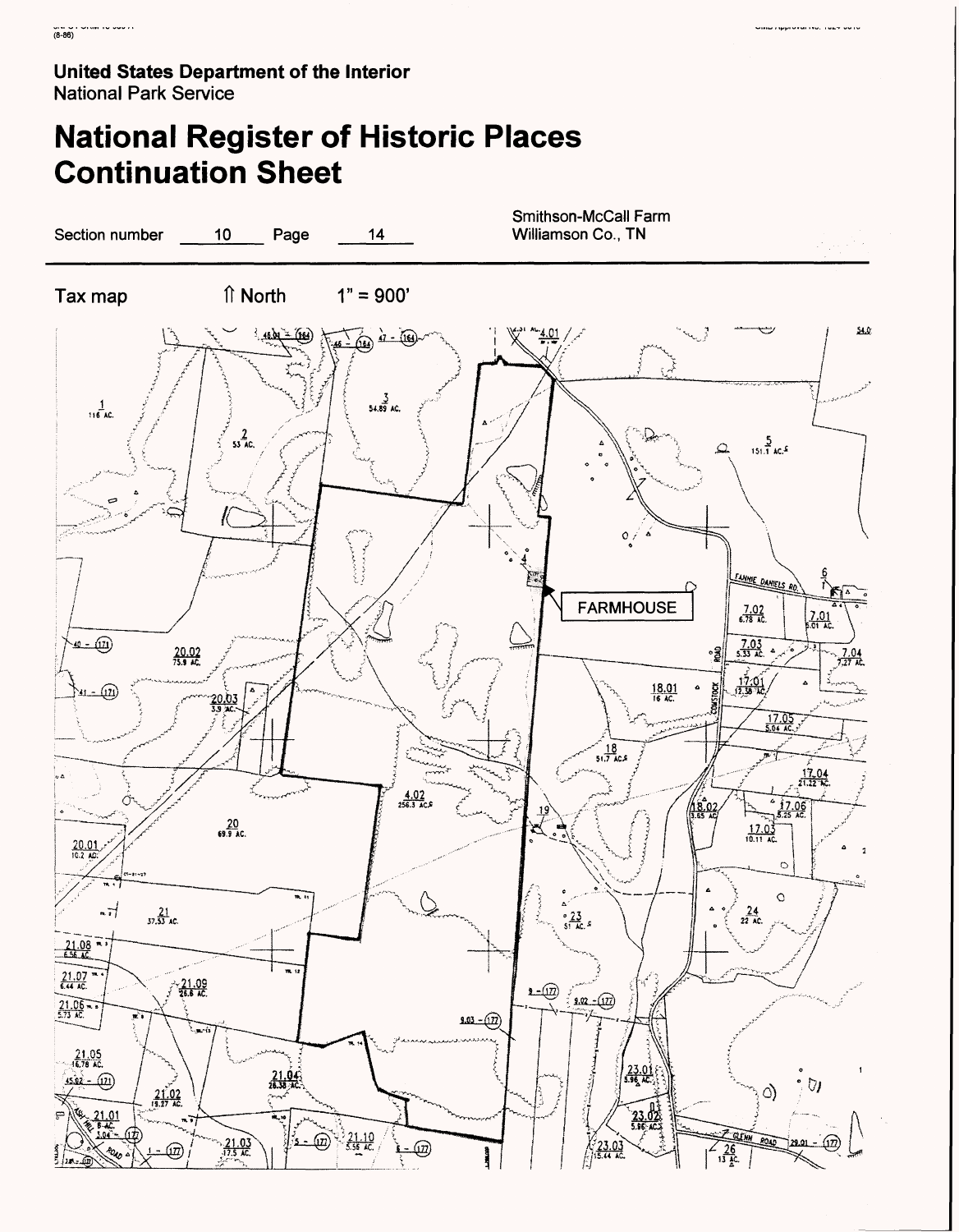**United States Department of the Interior**
National Park Service

# National Register of Historic Places Continuation Sheet

Section number 10 Page 14

Smithson-McCall Farm
Williamson Co., TN

Tax map ⇑ North 1" = 900'

FARMHOUSE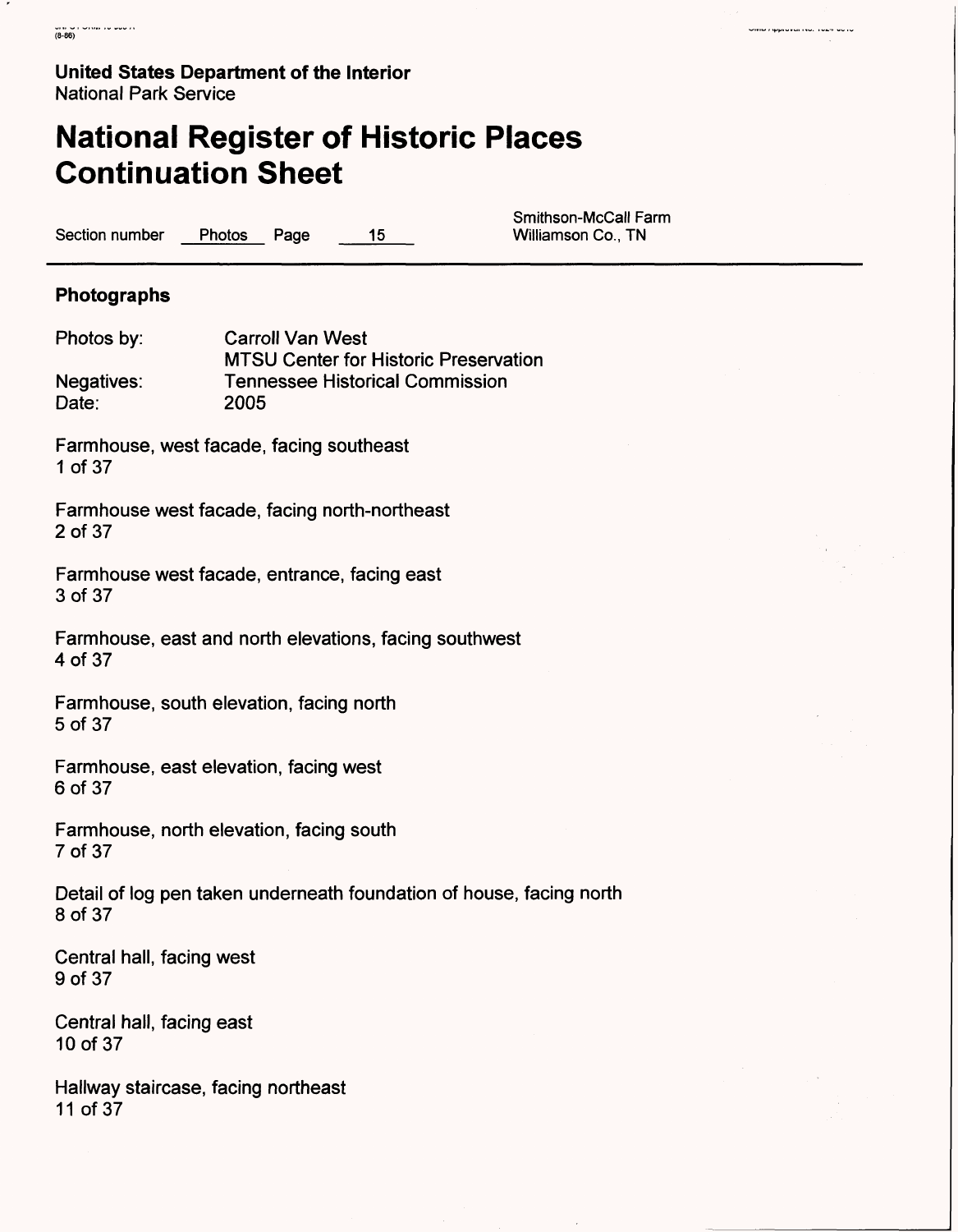**United States Department of the Interior**
National Park Service

# National Register of Historic Places Continuation Sheet

Section number Photos Page 15

Smithson-McCall Farm
Williamson Co., TN

## Photographs

Photos by: Carroll Van West
MTSU Center for Historic Preservation
Negatives: Tennessee Historical Commission
Date: 2005

Farmhouse, west facade, facing southeast
1 of 37

Farmhouse west facade, facing north-northeast
2 of 37

Farmhouse west facade, entrance, facing east
3 of 37

Farmhouse, east and north elevations, facing southwest
4 of 37

Farmhouse, south elevation, facing north
5 of 37

Farmhouse, east elevation, facing west
6 of 37

Farmhouse, north elevation, facing south
7 of 37

Detail of log pen taken underneath foundation of house, facing north
8 of 37

Central hall, facing west
9 of 37

Central hall, facing east
10 of 37

Hallway staircase, facing northeast
11 of 37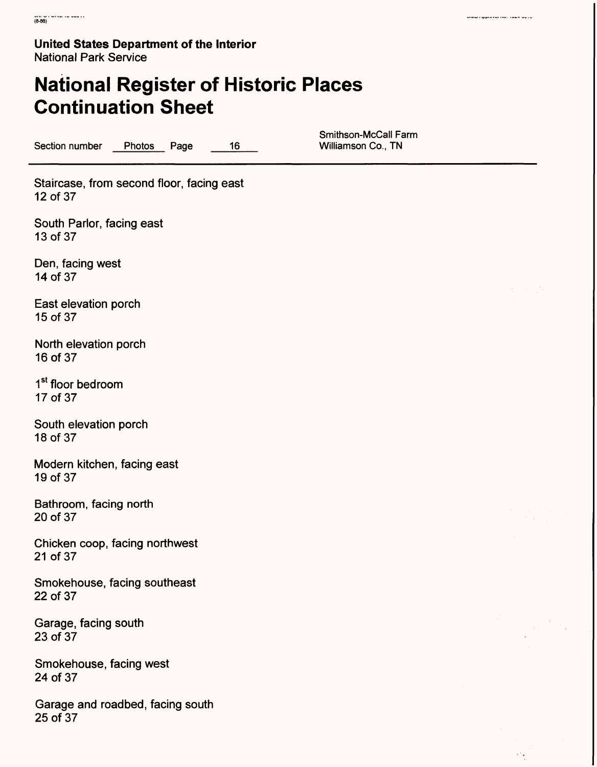United States Department of the Interior
National Park Service

# National Register of Historic Places Continuation Sheet

Section number Photos Page 16

Smithson-McCall Farm
Williamson Co., TN

Staircase, from second floor, facing east
12 of 37

South Parlor, facing east
13 of 37

Den, facing west
14 of 37

East elevation porch
15 of 37

North elevation porch
16 of 37

1st floor bedroom
17 of 37

South elevation porch
18 of 37

Modern kitchen, facing east
19 of 37

Bathroom, facing north
20 of 37

Chicken coop, facing northwest
21 of 37

Smokehouse, facing southeast
22 of 37

Garage, facing south
23 of 37

Smokehouse, facing west
24 of 37

Garage and roadbed, facing south
25 of 37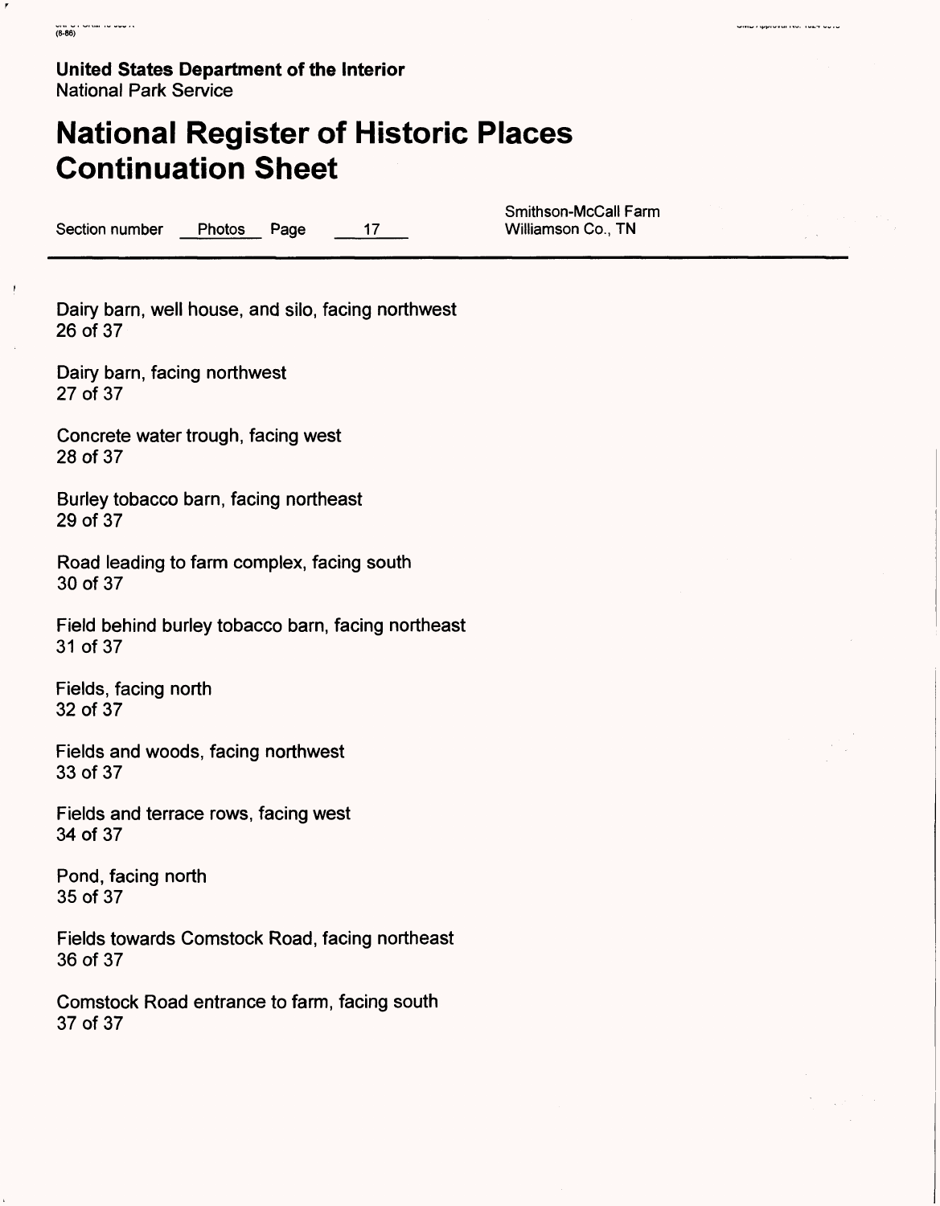Dairy barn, well house, and silo, facing northwest
26 of 37

Dairy barn, facing northwest
27 of 37

Concrete water trough, facing west
28 of 37

Burley tobacco barn, facing northeast
29 of 37

Road leading to farm complex, facing south
30 of 37

Field behind burley tobacco barn, facing northeast
31 of 37

Fields, facing north
32 of 37

Fields and woods, facing northwest
33 of 37

Fields and terrace rows, facing west
34 of 37

Pond, facing north
35 of 37

Fields towards Comstock Road, facing northeast
36 of 37

Comstock Road entrance to farm, facing south
37 of 37